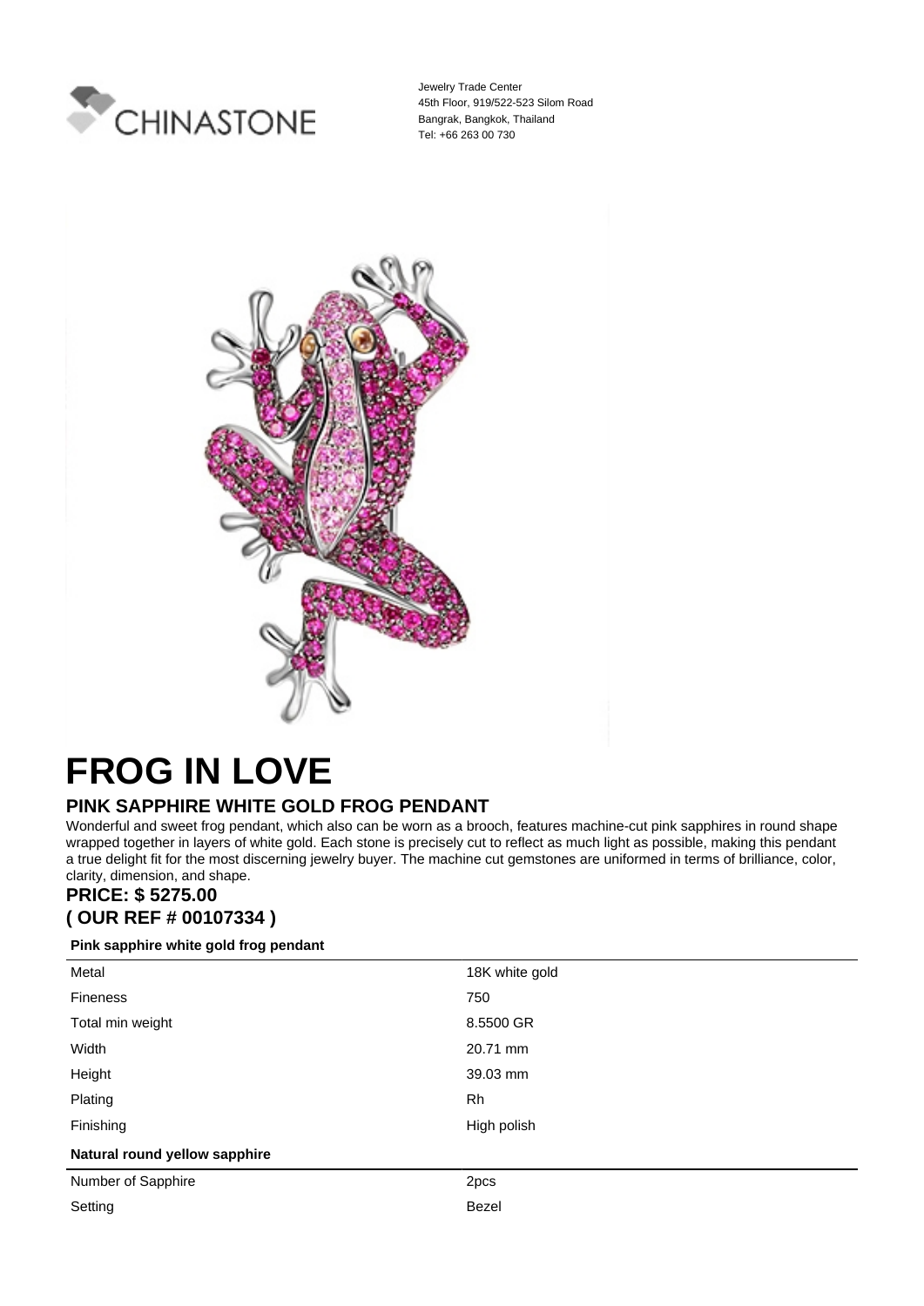CHINASTONE

Jewelry Trade Center
45th Floor, 919/522-523 Silom Road
Bangrak, Bangkok, Thailand
Tel: +66 263 00 730

# FROG IN LOVE

## PINK SAPPHIRE WHITE GOLD FROG PENDANT

Wonderful and sweet frog pendant, which also can be worn as a brooch, features machine-cut pink sapphires in round shape wrapped together in layers of white gold. Each stone is precisely cut to reflect as much light as possible, making this pendant a true delight fit for the most discerning jewelry buyer. The machine cut gemstones are uniformed in terms of brilliance, color, clarity, dimension, and shape.

### PRICE: $ 5275.00

### ( OUR REF # 00107334 )

**Pink sapphire white gold frog pendant**

| | |
|---|---|
| Metal | 18K white gold |
| Fineness | 750 |
| Total min weight | 8.5500 GR |
| Width | 20.71 mm |
| Height | 39.03 mm |
| Plating | Rh |
| Finishing | High polish |

**Natural round yellow sapphire**

| | |
|---|---|
| Number of Sapphire | 2pcs |
| Setting | Bezel |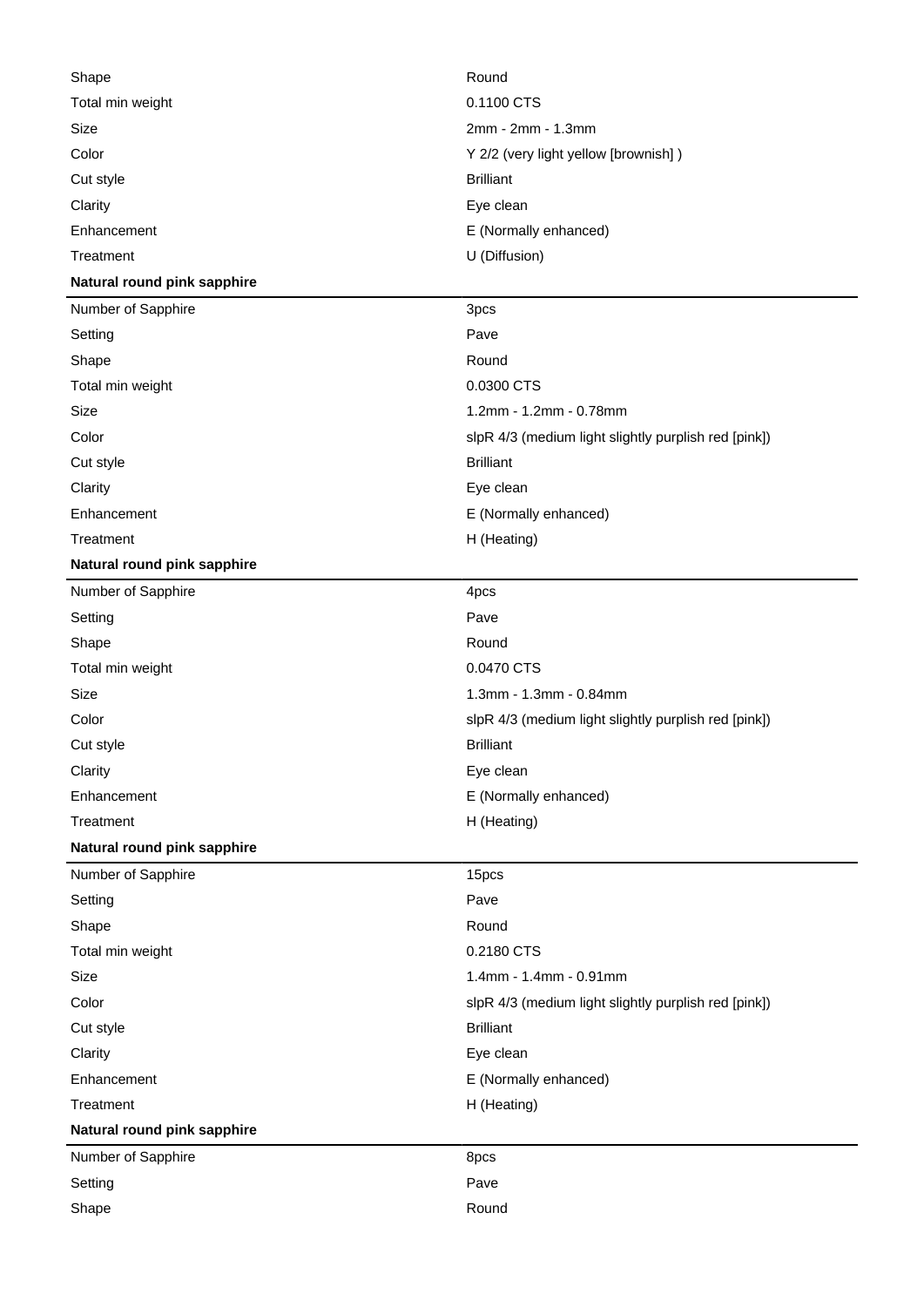| | |
|---|---|
| Shape | Round |
| Total min weight | 0.1100 CTS |
| Size | 2mm - 2mm - 1.3mm |
| Color | Y 2/2 (very light yellow [brownish] ) |
| Cut style | Brilliant |
| Clarity | Eye clean |
| Enhancement | E (Normally enhanced) |
| Treatment | U (Diffusion) |

**Natural round pink sapphire**

| | |
|---|---|
| Number of Sapphire | 3pcs |
| Setting | Pave |
| Shape | Round |
| Total min weight | 0.0300 CTS |
| Size | 1.2mm - 1.2mm - 0.78mm |
| Color | slpR 4/3 (medium light slightly purplish red [pink]) |
| Cut style | Brilliant |
| Clarity | Eye clean |
| Enhancement | E (Normally enhanced) |
| Treatment | H (Heating) |

**Natural round pink sapphire**

| | |
|---|---|
| Number of Sapphire | 4pcs |
| Setting | Pave |
| Shape | Round |
| Total min weight | 0.0470 CTS |
| Size | 1.3mm - 1.3mm - 0.84mm |
| Color | slpR 4/3 (medium light slightly purplish red [pink]) |
| Cut style | Brilliant |
| Clarity | Eye clean |
| Enhancement | E (Normally enhanced) |
| Treatment | H (Heating) |

**Natural round pink sapphire**

| | |
|---|---|
| Number of Sapphire | 15pcs |
| Setting | Pave |
| Shape | Round |
| Total min weight | 0.2180 CTS |
| Size | 1.4mm - 1.4mm - 0.91mm |
| Color | slpR 4/3 (medium light slightly purplish red [pink]) |
| Cut style | Brilliant |
| Clarity | Eye clean |
| Enhancement | E (Normally enhanced) |
| Treatment | H (Heating) |

**Natural round pink sapphire**

| | |
|---|---|
| Number of Sapphire | 8pcs |
| Setting | Pave |
| Shape | Round |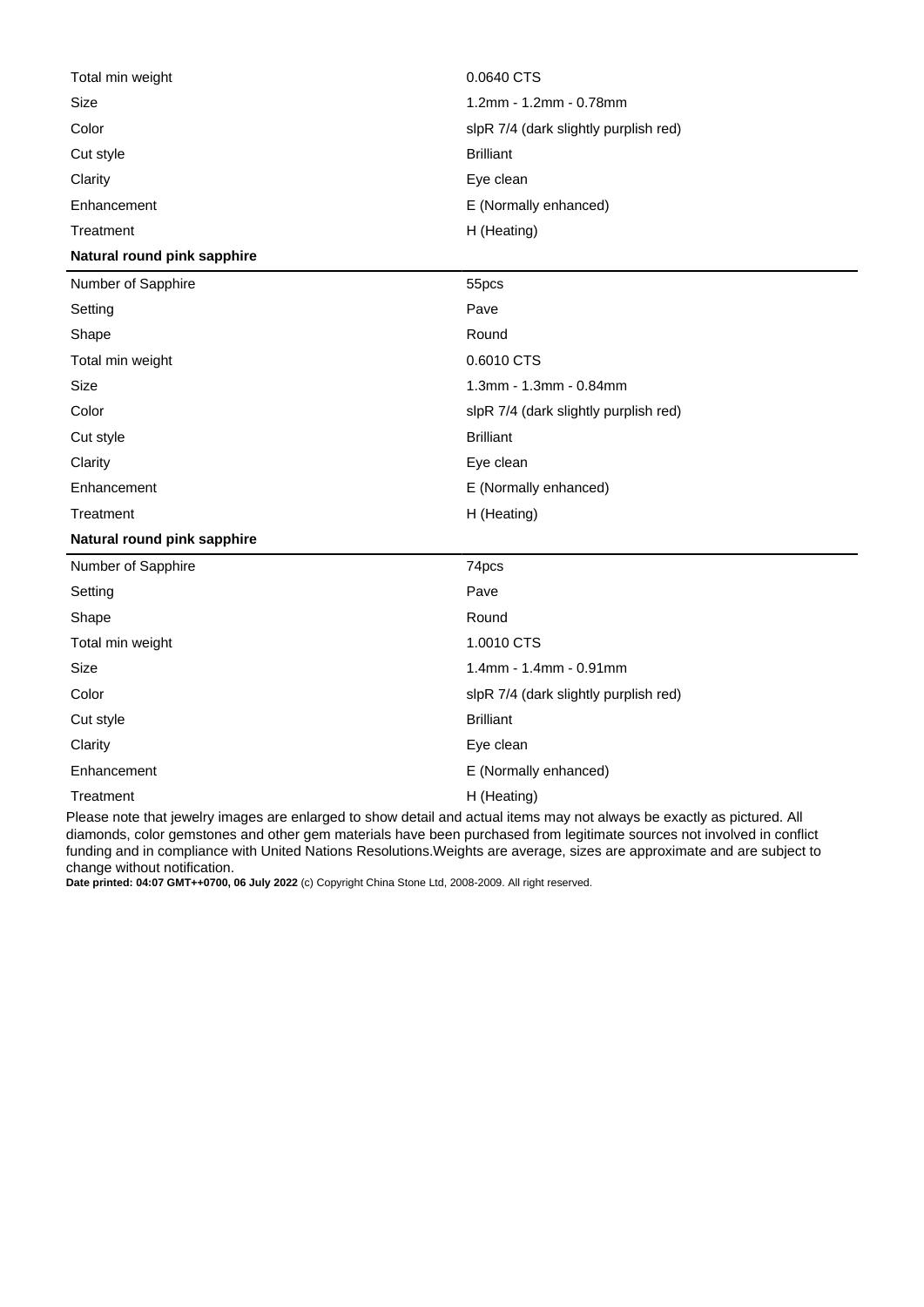| | |
|---|---|
| Total min weight | 0.0640 CTS |
| Size | 1.2mm - 1.2mm - 0.78mm |
| Color | slpR 7/4 (dark slightly purplish red) |
| Cut style | Brilliant |
| Clarity | Eye clean |
| Enhancement | E (Normally enhanced) |
| Treatment | H (Heating) |

**Natural round pink sapphire**

| | |
|---|---|
| Number of Sapphire | 55pcs |
| Setting | Pave |
| Shape | Round |
| Total min weight | 0.6010 CTS |
| Size | 1.3mm - 1.3mm - 0.84mm |
| Color | slpR 7/4 (dark slightly purplish red) |
| Cut style | Brilliant |
| Clarity | Eye clean |
| Enhancement | E (Normally enhanced) |
| Treatment | H (Heating) |

**Natural round pink sapphire**

| | |
|---|---|
| Number of Sapphire | 74pcs |
| Setting | Pave |
| Shape | Round |
| Total min weight | 1.0010 CTS |
| Size | 1.4mm - 1.4mm - 0.91mm |
| Color | slpR 7/4 (dark slightly purplish red) |
| Cut style | Brilliant |
| Clarity | Eye clean |
| Enhancement | E (Normally enhanced) |
| Treatment | H (Heating) |

Please note that jewelry images are enlarged to show detail and actual items may not always be exactly as pictured. All diamonds, color gemstones and other gem materials have been purchased from legitimate sources not involved in conflict funding and in compliance with United Nations Resolutions.Weights are average, sizes are approximate and are subject to change without notification.

**Date printed: 04:07 GMT++0700, 06 July 2022** (c) Copyright China Stone Ltd, 2008-2009. All right reserved.